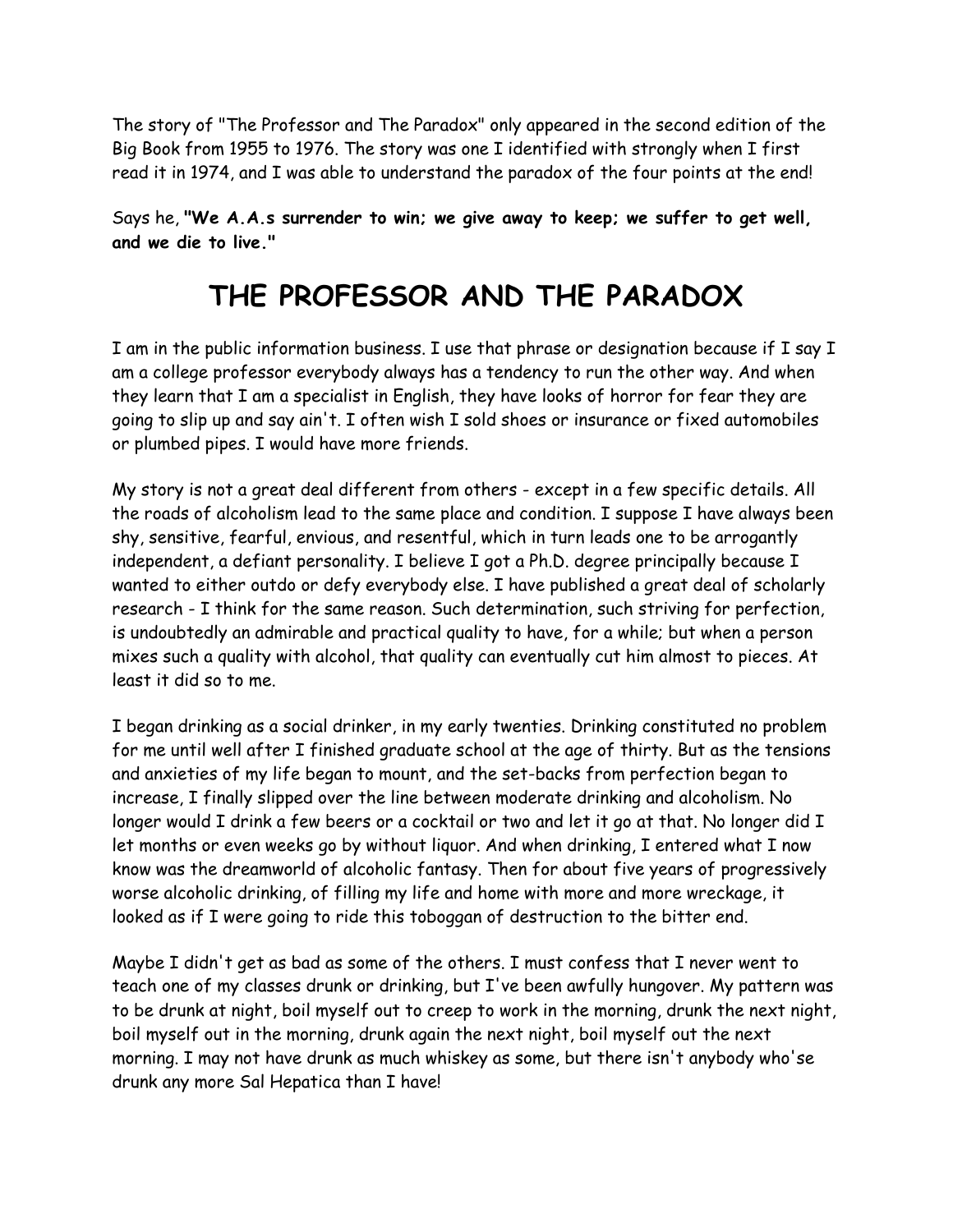The story of "The Professor and The Paradox" only appeared in the second edition of the Big Book from 1955 to 1976. The story was one I identified with strongly when I first read it in 1974, and I was able to understand the paradox of the four points at the end!

Says he, **"We A.A.s surrender to win; we give away to keep; we suffer to get well, and we die to live."**

# THE PROFESSOR AND THE PARADOX

I am in the public information business. I use that phrase or designation because if I say I am a college professor everybody always has a tendency to run the other way. And when they learn that I am a specialist in English, they have looks of horror for fear they are going to slip up and say ain't. I often wish I sold shoes or insurance or fixed automobiles or plumbed pipes. I would have more friends.

My story is not a great deal different from others - except in a few specific details. All the roads of alcoholism lead to the same place and condition. I suppose I have always been shy, sensitive, fearful, envious, and resentful, which in turn leads one to be arrogantly independent, a defiant personality. I believe I got a Ph.D. degree principally because I wanted to either outdo or defy everybody else. I have published a great deal of scholarly research - I think for the same reason. Such determination, such striving for perfection, is undoubtedly an admirable and practical quality to have, for a while; but when a person mixes such a quality with alcohol, that quality can eventually cut him almost to pieces. At least it did so to me.

I began drinking as a social drinker, in my early twenties. Drinking constituted no problem for me until well after I finished graduate school at the age of thirty. But as the tensions and anxieties of my life began to mount, and the set-backs from perfection began to increase, I finally slipped over the line between moderate drinking and alcoholism. No longer would I drink a few beers or a cocktail or two and let it go at that. No longer did I let months or even weeks go by without liquor. And when drinking, I entered what I now know was the dreamworld of alcoholic fantasy. Then for about five years of progressively worse alcoholic drinking, of filling my life and home with more and more wreckage, it looked as if I were going to ride this toboggan of destruction to the bitter end.

Maybe I didn't get as bad as some of the others. I must confess that I never went to teach one of my classes drunk or drinking, but I've been awfully hungover. My pattern was to be drunk at night, boil myself out to creep to work in the morning, drunk the next night, boil myself out in the morning, drunk again the next night, boil myself out the next morning. I may not have drunk as much whiskey as some, but there isn't anybody who'se drunk any more Sal Hepatica than I have!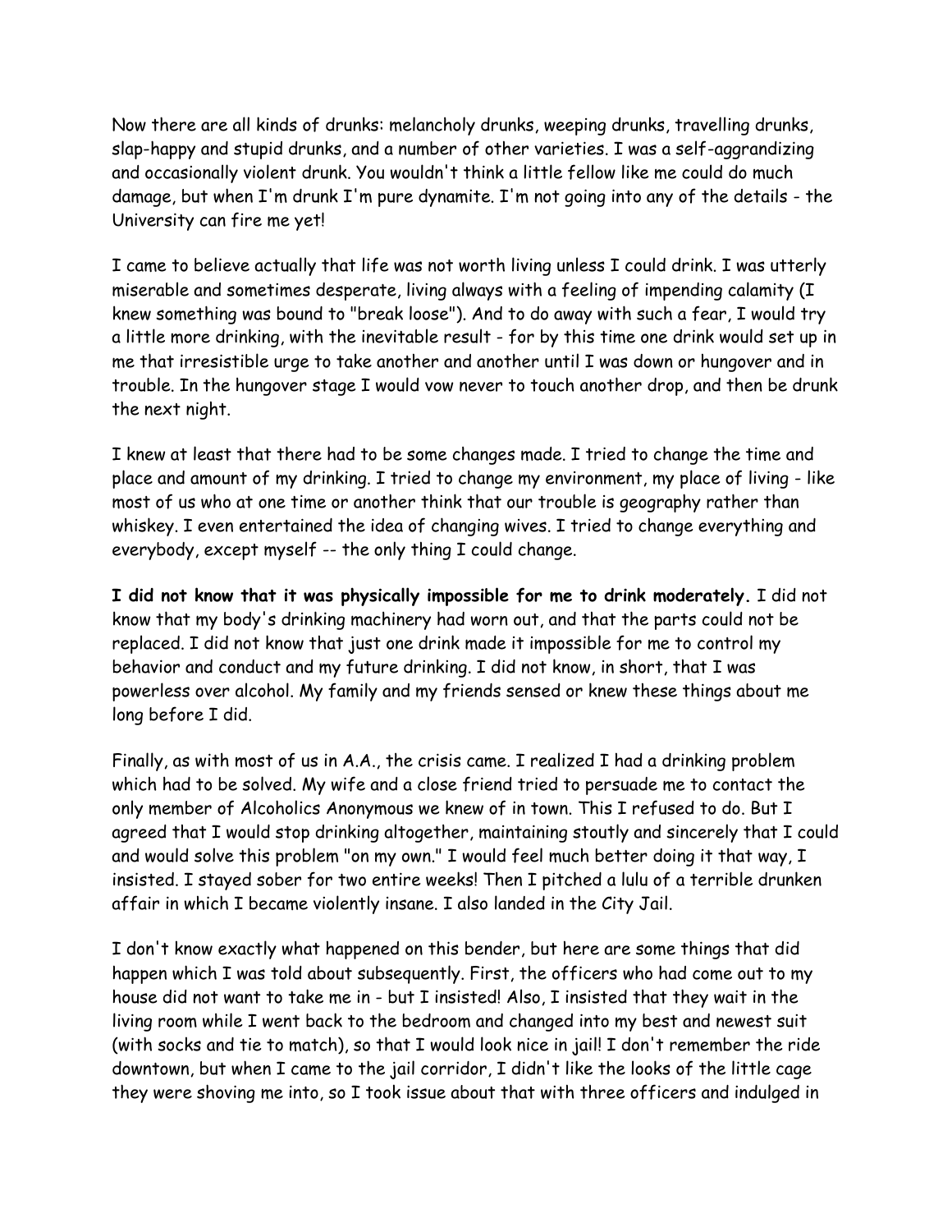Now there are all kinds of drunks: melancholy drunks, weeping drunks, travelling drunks, slap-happy and stupid drunks, and a number of other varieties. I was a self-aggrandizing and occasionally violent drunk. You wouldn't think a little fellow like me could do much damage, but when I'm drunk I'm pure dynamite. I'm not going into any of the details - the University can fire me yet!

I came to believe actually that life was not worth living unless I could drink. I was utterly miserable and sometimes desperate, living always with a feeling of impending calamity (I knew something was bound to "break loose"). And to do away with such a fear, I would try a little more drinking, with the inevitable result - for by this time one drink would set up in me that irresistible urge to take another and another until I was down or hungover and in trouble. In the hungover stage I would vow never to touch another drop, and then be drunk the next night.

I knew at least that there had to be some changes made. I tried to change the time and place and amount of my drinking. I tried to change my environment, my place of living - like most of us who at one time or another think that our trouble is geography rather than whiskey. I even entertained the idea of changing wives. I tried to change everything and everybody, except myself -- the only thing I could change.

**I did not know that it was physically impossible for me to drink moderately.** I did not know that my body's drinking machinery had worn out, and that the parts could not be replaced. I did not know that just one drink made it impossible for me to control my behavior and conduct and my future drinking. I did not know, in short, that I was powerless over alcohol. My family and my friends sensed or knew these things about me long before I did.

Finally, as with most of us in A.A., the crisis came. I realized I had a drinking problem which had to be solved. My wife and a close friend tried to persuade me to contact the only member of Alcoholics Anonymous we knew of in town. This I refused to do. But I agreed that I would stop drinking altogether, maintaining stoutly and sincerely that I could and would solve this problem "on my own." I would feel much better doing it that way, I insisted. I stayed sober for two entire weeks! Then I pitched a lulu of a terrible drunken affair in which I became violently insane. I also landed in the City Jail.

I don't know exactly what happened on this bender, but here are some things that did happen which I was told about subsequently. First, the officers who had come out to my house did not want to take me in - but I insisted! Also, I insisted that they wait in the living room while I went back to the bedroom and changed into my best and newest suit (with socks and tie to match), so that I would look nice in jail! I don't remember the ride downtown, but when I came to the jail corridor, I didn't like the looks of the little cage they were shoving me into, so I took issue about that with three officers and indulged in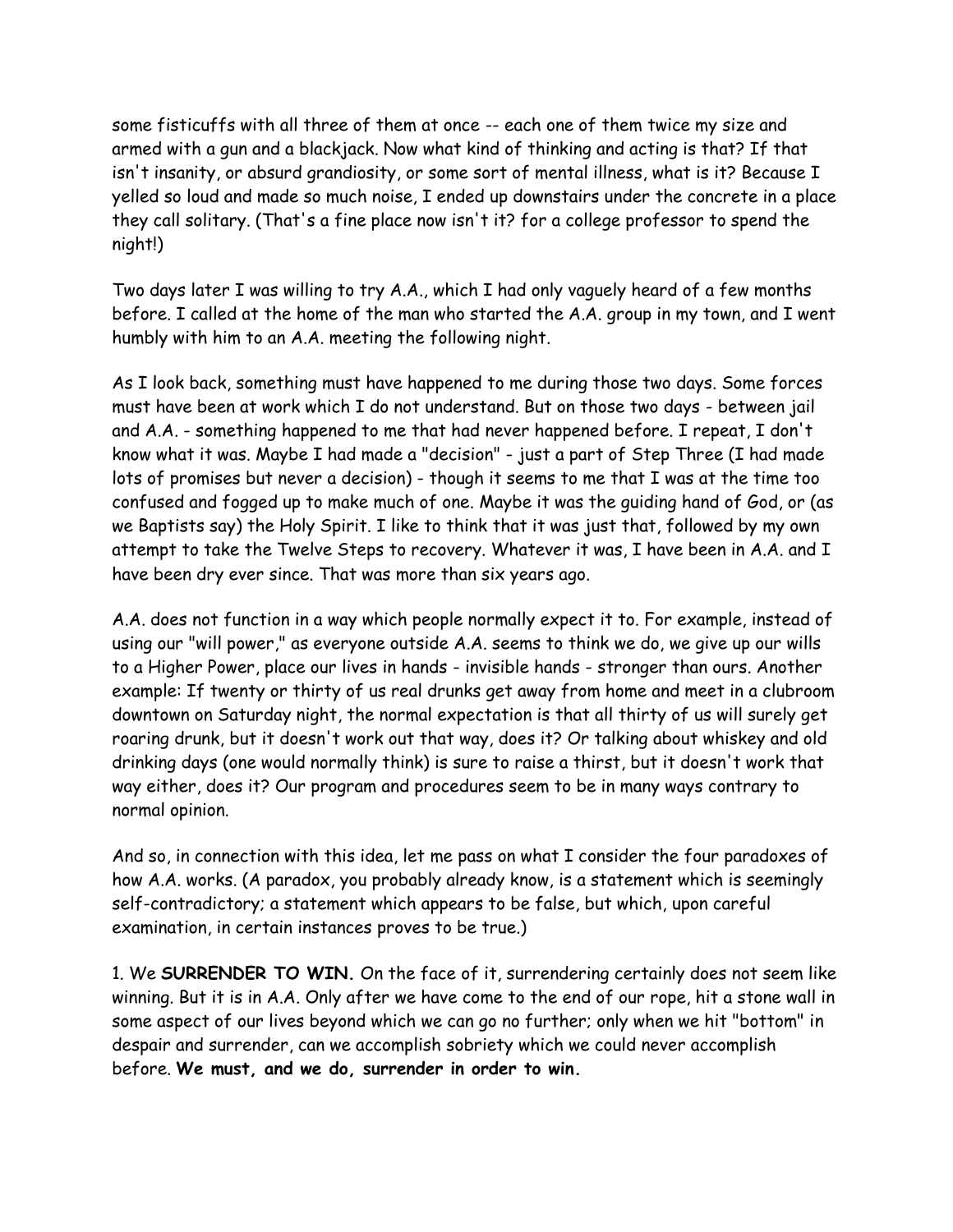some fisticuffs with all three of them at once -- each one of them twice my size and armed with a gun and a blackjack. Now what kind of thinking and acting is that? If that isn't insanity, or absurd grandiosity, or some sort of mental illness, what is it? Because I yelled so loud and made so much noise, I ended up downstairs under the concrete in a place they call solitary. (That's a fine place now isn't it? for a college professor to spend the night!)

Two days later I was willing to try A.A., which I had only vaguely heard of a few months before. I called at the home of the man who started the A.A. group in my town, and I went humbly with him to an A.A. meeting the following night.

As I look back, something must have happened to me during those two days. Some forces must have been at work which I do not understand. But on those two days - between jail and A.A. - something happened to me that had never happened before. I repeat, I don't know what it was. Maybe I had made a "decision" - just a part of Step Three (I had made lots of promises but never a decision) - though it seems to me that I was at the time too confused and fogged up to make much of one. Maybe it was the guiding hand of God, or (as we Baptists say) the Holy Spirit. I like to think that it was just that, followed by my own attempt to take the Twelve Steps to recovery. Whatever it was, I have been in A.A. and I have been dry ever since. That was more than six years ago.

A.A. does not function in a way which people normally expect it to. For example, instead of using our "will power," as everyone outside A.A. seems to think we do, we give up our wills to a Higher Power, place our lives in hands - invisible hands - stronger than ours. Another example: If twenty or thirty of us real drunks get away from home and meet in a clubroom downtown on Saturday night, the normal expectation is that all thirty of us will surely get roaring drunk, but it doesn't work out that way, does it? Or talking about whiskey and old drinking days (one would normally think) is sure to raise a thirst, but it doesn't work that way either, does it? Our program and procedures seem to be in many ways contrary to normal opinion.

And so, in connection with this idea, let me pass on what I consider the four paradoxes of how A.A. works. (A paradox, you probably already know, is a statement which is seemingly self-contradictory; a statement which appears to be false, but which, upon careful examination, in certain instances proves to be true.)

1. We **SURRENDER TO WIN.** On the face of it, surrendering certainly does not seem like winning. But it is in A.A. Only after we have come to the end of our rope, hit a stone wall in some aspect of our lives beyond which we can go no further; only when we hit "bottom" in despair and surrender, can we accomplish sobriety which we could never accomplish before. **We must, and we do, surrender in order to win.**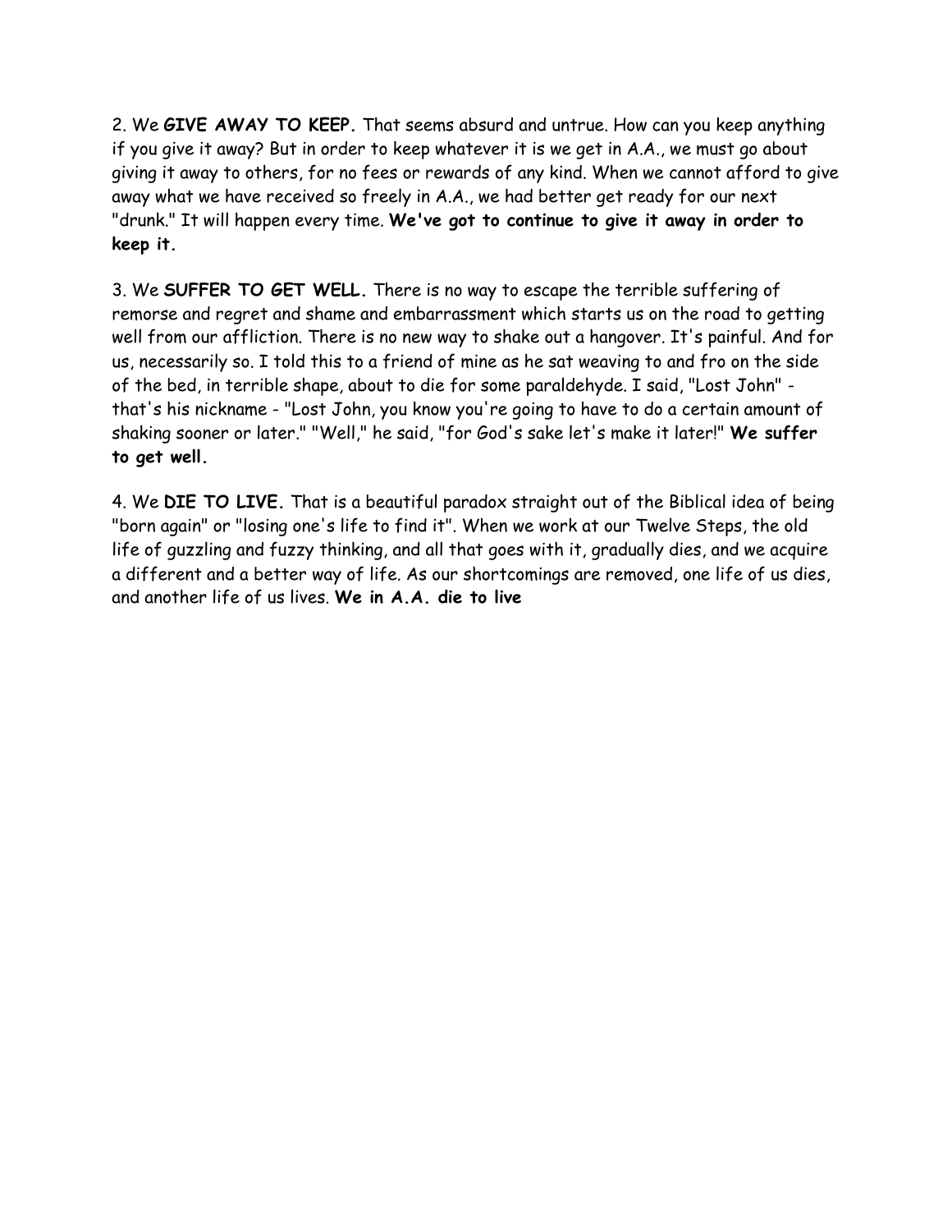2. We **GIVE AWAY TO KEEP.** That seems absurd and untrue. How can you keep anything if you give it away? But in order to keep whatever it is we get in A.A., we must go about giving it away to others, for no fees or rewards of any kind. When we cannot afford to give away what we have received so freely in A.A., we had better get ready for our next "drunk." It will happen every time. **We've got to continue to give it away in order to keep it.**

3. We **SUFFER TO GET WELL.** There is no way to escape the terrible suffering of remorse and regret and shame and embarrassment which starts us on the road to getting well from our affliction. There is no new way to shake out a hangover. It's painful. And for us, necessarily so. I told this to a friend of mine as he sat weaving to and fro on the side of the bed, in terrible shape, about to die for some paraldehyde. I said, "Lost John" - that's his nickname - "Lost John, you know you're going to have to do a certain amount of shaking sooner or later." "Well," he said, "for God's sake let's make it later!" **We suffer to get well.**

4. We **DIE TO LIVE.** That is a beautiful paradox straight out of the Biblical idea of being "born again" or "losing one's life to find it". When we work at our Twelve Steps, the old life of guzzling and fuzzy thinking, and all that goes with it, gradually dies, and we acquire a different and a better way of life. As our shortcomings are removed, one life of us dies, and another life of us lives. **We in A.A. die to live**